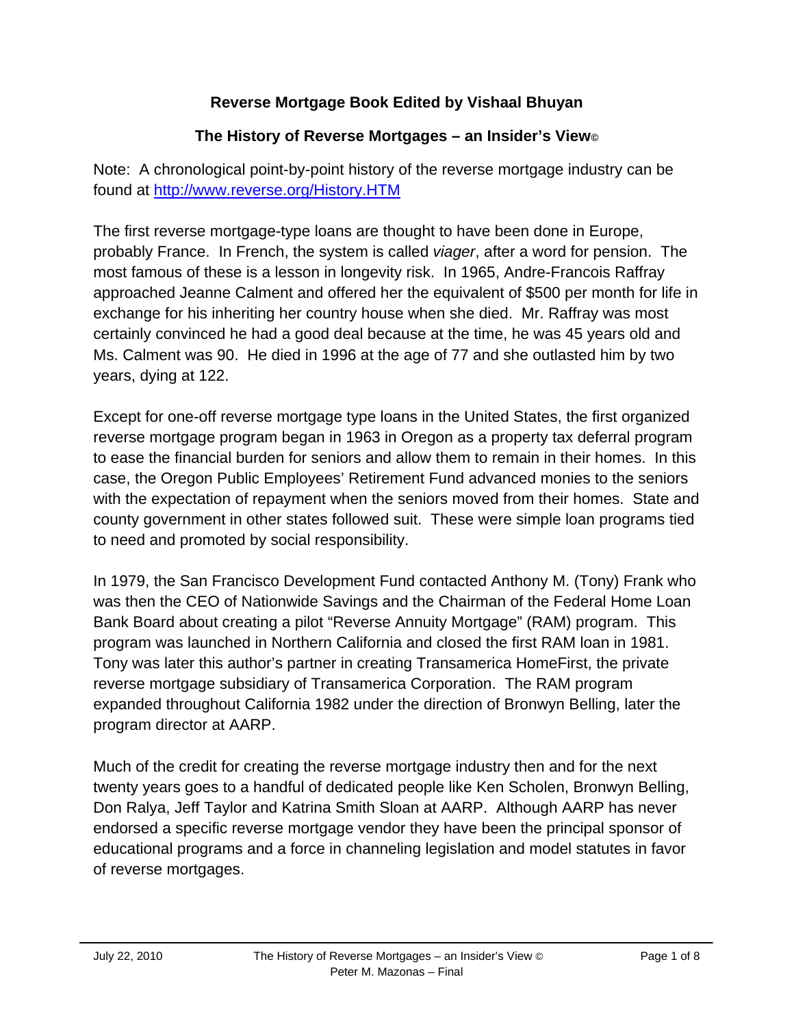**Reverse Mortgage Book Edited by Vishaal Bhuyan**

**The History of Reverse Mortgages – an Insider's View©**

Note: A chronological point-by-point history of the reverse mortgage industry can be found at [http://www.reverse.org/History.HTM](http://www.reverse.org/History.HTM)

The first reverse mortgage-type loans are thought to have been done in Europe, probably France. In French, the system is called *viager*, after a word for pension. The most famous of these is a lesson in longevity risk. In 1965, Andre-Francois Raffray approached Jeanne Calment and offered her the equivalent of $500 per month for life in exchange for his inheriting her country house when she died. Mr. Raffray was most certainly convinced he had a good deal because at the time, he was 45 years old and Ms. Calment was 90. He died in 1996 at the age of 77 and she outlasted him by two years, dying at 122.

Except for one-off reverse mortgage type loans in the United States, the first organized reverse mortgage program began in 1963 in Oregon as a property tax deferral program to ease the financial burden for seniors and allow them to remain in their homes. In this case, the Oregon Public Employees' Retirement Fund advanced monies to the seniors with the expectation of repayment when the seniors moved from their homes. State and county government in other states followed suit. These were simple loan programs tied to need and promoted by social responsibility.

In 1979, the San Francisco Development Fund contacted Anthony M. (Tony) Frank who was then the CEO of Nationwide Savings and the Chairman of the Federal Home Loan Bank Board about creating a pilot "Reverse Annuity Mortgage" (RAM) program. This program was launched in Northern California and closed the first RAM loan in 1981. Tony was later this author's partner in creating Transamerica HomeFirst, the private reverse mortgage subsidiary of Transamerica Corporation. The RAM program expanded throughout California 1982 under the direction of Bronwyn Belling, later the program director at AARP.

Much of the credit for creating the reverse mortgage industry then and for the next twenty years goes to a handful of dedicated people like Ken Scholen, Bronwyn Belling, Don Ralya, Jeff Taylor and Katrina Smith Sloan at AARP. Although AARP has never endorsed a specific reverse mortgage vendor they have been the principal sponsor of educational programs and a force in channeling legislation and model statutes in favor of reverse mortgages.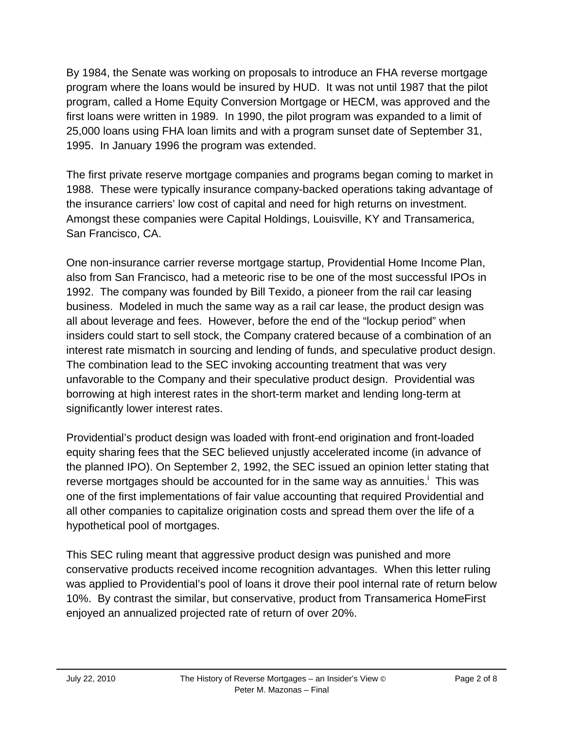By 1984, the Senate was working on proposals to introduce an FHA reverse mortgage program where the loans would be insured by HUD. It was not until 1987 that the pilot program, called a Home Equity Conversion Mortgage or HECM, was approved and the first loans were written in 1989. In 1990, the pilot program was expanded to a limit of 25,000 loans using FHA loan limits and with a program sunset date of September 31, 1995. In January 1996 the program was extended.

The first private reserve mortgage companies and programs began coming to market in 1988. These were typically insurance company-backed operations taking advantage of the insurance carriers' low cost of capital and need for high returns on investment. Amongst these companies were Capital Holdings, Louisville, KY and Transamerica, San Francisco, CA.

One non-insurance carrier reverse mortgage startup, Providential Home Income Plan, also from San Francisco, had a meteoric rise to be one of the most successful IPOs in 1992. The company was founded by Bill Texido, a pioneer from the rail car leasing business. Modeled in much the same way as a rail car lease, the product design was all about leverage and fees. However, before the end of the "lockup period" when insiders could start to sell stock, the Company cratered because of a combination of an interest rate mismatch in sourcing and lending of funds, and speculative product design. The combination lead to the SEC invoking accounting treatment that was very unfavorable to the Company and their speculative product design. Providential was borrowing at high interest rates in the short-term market and lending long-term at significantly lower interest rates.

Providential's product design was loaded with front-end origination and front-loaded equity sharing fees that the SEC believed unjustly accelerated income (in advance of the planned IPO). On September 2, 1992, the SEC issued an opinion letter stating that reverse mortgages should be accounted for in the same way as annuities.[i] This was one of the first implementations of fair value accounting that required Providential and all other companies to capitalize origination costs and spread them over the life of a hypothetical pool of mortgages.

This SEC ruling meant that aggressive product design was punished and more conservative products received income recognition advantages. When this letter ruling was applied to Providential's pool of loans it drove their pool internal rate of return below 10%. By contrast the similar, but conservative, product from Transamerica HomeFirst enjoyed an annualized projected rate of return of over 20%.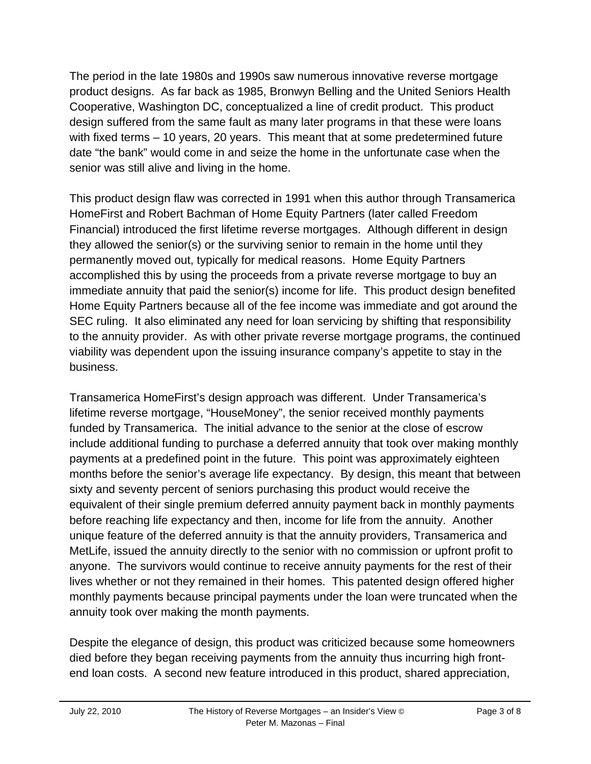The period in the late 1980s and 1990s saw numerous innovative reverse mortgage product designs. As far back as 1985, Bronwyn Belling and the United Seniors Health Cooperative, Washington DC, conceptualized a line of credit product. This product design suffered from the same fault as many later programs in that these were loans with fixed terms – 10 years, 20 years. This meant that at some predetermined future date "the bank" would come in and seize the home in the unfortunate case when the senior was still alive and living in the home.

This product design flaw was corrected in 1991 when this author through Transamerica HomeFirst and Robert Bachman of Home Equity Partners (later called Freedom Financial) introduced the first lifetime reverse mortgages. Although different in design they allowed the senior(s) or the surviving senior to remain in the home until they permanently moved out, typically for medical reasons. Home Equity Partners accomplished this by using the proceeds from a private reverse mortgage to buy an immediate annuity that paid the senior(s) income for life. This product design benefited Home Equity Partners because all of the fee income was immediate and got around the SEC ruling. It also eliminated any need for loan servicing by shifting that responsibility to the annuity provider. As with other private reverse mortgage programs, the continued viability was dependent upon the issuing insurance company's appetite to stay in the business.

Transamerica HomeFirst's design approach was different. Under Transamerica's lifetime reverse mortgage, "HouseMoney", the senior received monthly payments funded by Transamerica. The initial advance to the senior at the close of escrow include additional funding to purchase a deferred annuity that took over making monthly payments at a predefined point in the future. This point was approximately eighteen months before the senior's average life expectancy. By design, this meant that between sixty and seventy percent of seniors purchasing this product would receive the equivalent of their single premium deferred annuity payment back in monthly payments before reaching life expectancy and then, income for life from the annuity. Another unique feature of the deferred annuity is that the annuity providers, Transamerica and MetLife, issued the annuity directly to the senior with no commission or upfront profit to anyone. The survivors would continue to receive annuity payments for the rest of their lives whether or not they remained in their homes. This patented design offered higher monthly payments because principal payments under the loan were truncated when the annuity took over making the month payments.

Despite the elegance of design, this product was criticized because some homeowners died before they began receiving payments from the annuity thus incurring high front-end loan costs. A second new feature introduced in this product, shared appreciation,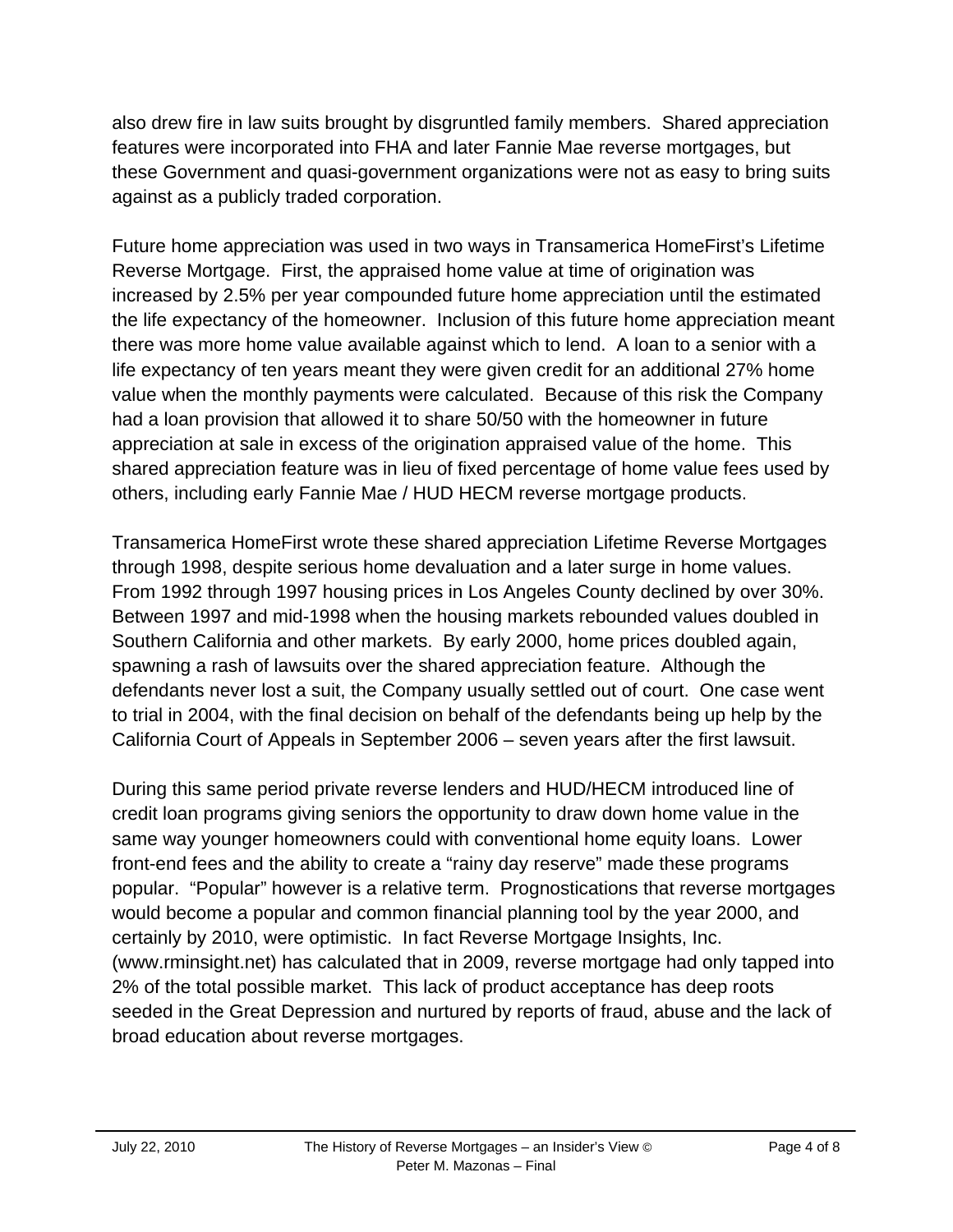also drew fire in law suits brought by disgruntled family members.  Shared appreciation features were incorporated into FHA and later Fannie Mae reverse mortgages, but these Government and quasi-government organizations were not as easy to bring suits against as a publicly traded corporation.

Future home appreciation was used in two ways in Transamerica HomeFirst's Lifetime Reverse Mortgage.  First, the appraised home value at time of origination was increased by 2.5% per year compounded future home appreciation until the estimated the life expectancy of the homeowner.  Inclusion of this future home appreciation meant there was more home value available against which to lend.  A loan to a senior with a life expectancy of ten years meant they were given credit for an additional 27% home value when the monthly payments were calculated.  Because of this risk the Company had a loan provision that allowed it to share 50/50 with the homeowner in future appreciation at sale in excess of the origination appraised value of the home.  This shared appreciation feature was in lieu of fixed percentage of home value fees used by others, including early Fannie Mae / HUD HECM reverse mortgage products.

Transamerica HomeFirst wrote these shared appreciation Lifetime Reverse Mortgages through 1998, despite serious home devaluation and a later surge in home values.  From 1992 through 1997 housing prices in Los Angeles County declined by over 30%.  Between 1997 and mid-1998 when the housing markets rebounded values doubled in Southern California and other markets.  By early 2000, home prices doubled again, spawning a rash of lawsuits over the shared appreciation feature.  Although the defendants never lost a suit, the Company usually settled out of court.  One case went to trial in 2004, with the final decision on behalf of the defendants being up help by the California Court of Appeals in September 2006 – seven years after the first lawsuit.

During this same period private reverse lenders and HUD/HECM introduced line of credit loan programs giving seniors the opportunity to draw down home value in the same way younger homeowners could with conventional home equity loans.  Lower front-end fees and the ability to create a "rainy day reserve" made these programs popular.  "Popular" however is a relative term.  Prognostications that reverse mortgages would become a popular and common financial planning tool by the year 2000, and certainly by 2010, were optimistic.  In fact Reverse Mortgage Insights, Inc. (www.rminsight.net) has calculated that in 2009, reverse mortgage had only tapped into 2% of the total possible market.  This lack of product acceptance has deep roots seeded in the Great Depression and nurtured by reports of fraud, abuse and the lack of broad education about reverse mortgages.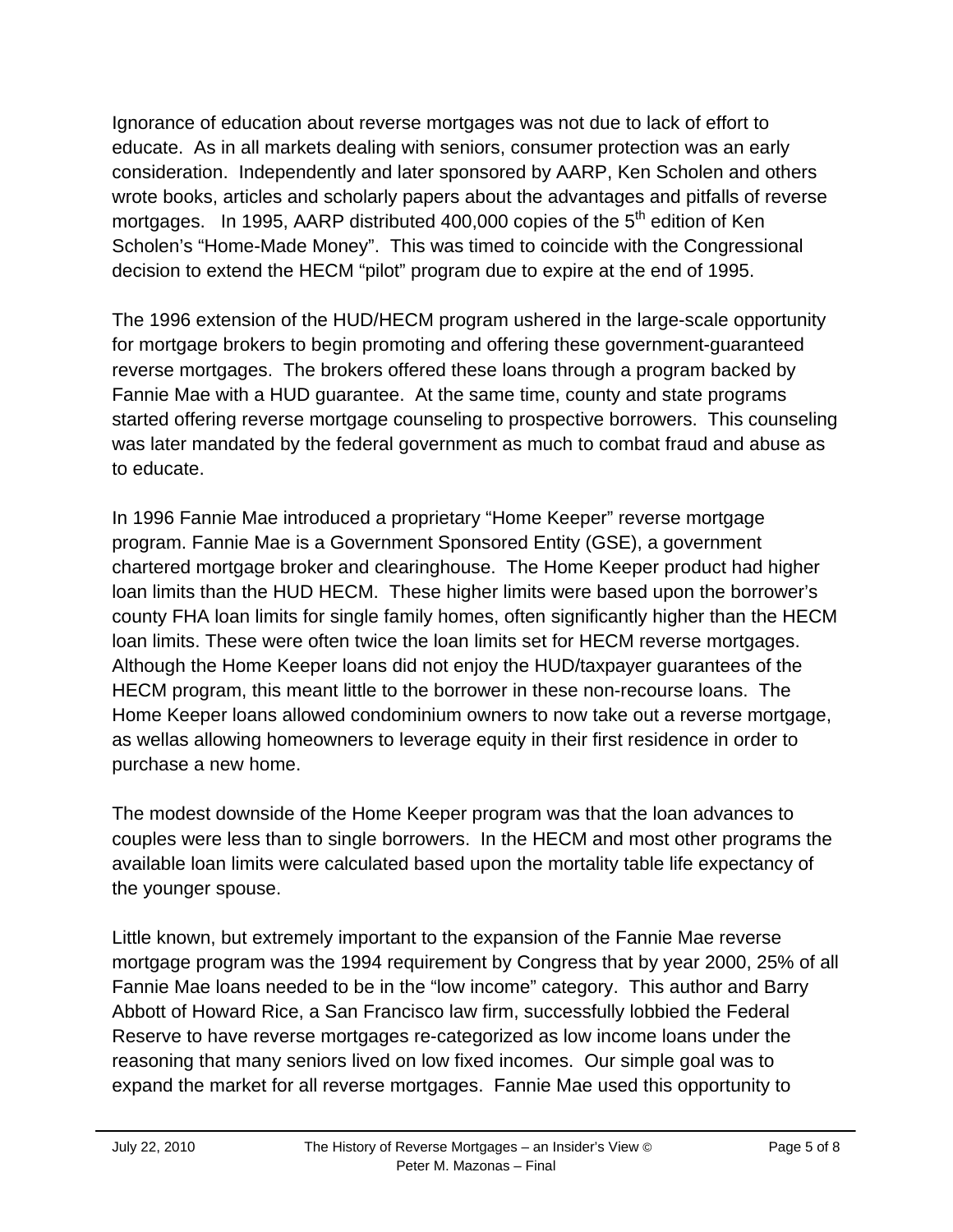Ignorance of education about reverse mortgages was not due to lack of effort to educate. As in all markets dealing with seniors, consumer protection was an early consideration. Independently and later sponsored by AARP, Ken Scholen and others wrote books, articles and scholarly papers about the advantages and pitfalls of reverse mortgages. In 1995, AARP distributed 400,000 copies of the 5th edition of Ken Scholen's "Home-Made Money". This was timed to coincide with the Congressional decision to extend the HECM "pilot" program due to expire at the end of 1995.

The 1996 extension of the HUD/HECM program ushered in the large-scale opportunity for mortgage brokers to begin promoting and offering these government-guaranteed reverse mortgages. The brokers offered these loans through a program backed by Fannie Mae with a HUD guarantee. At the same time, county and state programs started offering reverse mortgage counseling to prospective borrowers. This counseling was later mandated by the federal government as much to combat fraud and abuse as to educate.

In 1996 Fannie Mae introduced a proprietary "Home Keeper" reverse mortgage program. Fannie Mae is a Government Sponsored Entity (GSE), a government chartered mortgage broker and clearinghouse. The Home Keeper product had higher loan limits than the HUD HECM. These higher limits were based upon the borrower's county FHA loan limits for single family homes, often significantly higher than the HECM loan limits. These were often twice the loan limits set for HECM reverse mortgages. Although the Home Keeper loans did not enjoy the HUD/taxpayer guarantees of the HECM program, this meant little to the borrower in these non-recourse loans. The Home Keeper loans allowed condominium owners to now take out a reverse mortgage, as wellas allowing homeowners to leverage equity in their first residence in order to purchase a new home.

The modest downside of the Home Keeper program was that the loan advances to couples were less than to single borrowers. In the HECM and most other programs the available loan limits were calculated based upon the mortality table life expectancy of the younger spouse.

Little known, but extremely important to the expansion of the Fannie Mae reverse mortgage program was the 1994 requirement by Congress that by year 2000, 25% of all Fannie Mae loans needed to be in the "low income" category. This author and Barry Abbott of Howard Rice, a San Francisco law firm, successfully lobbied the Federal Reserve to have reverse mortgages re-categorized as low income loans under the reasoning that many seniors lived on low fixed incomes. Our simple goal was to expand the market for all reverse mortgages. Fannie Mae used this opportunity to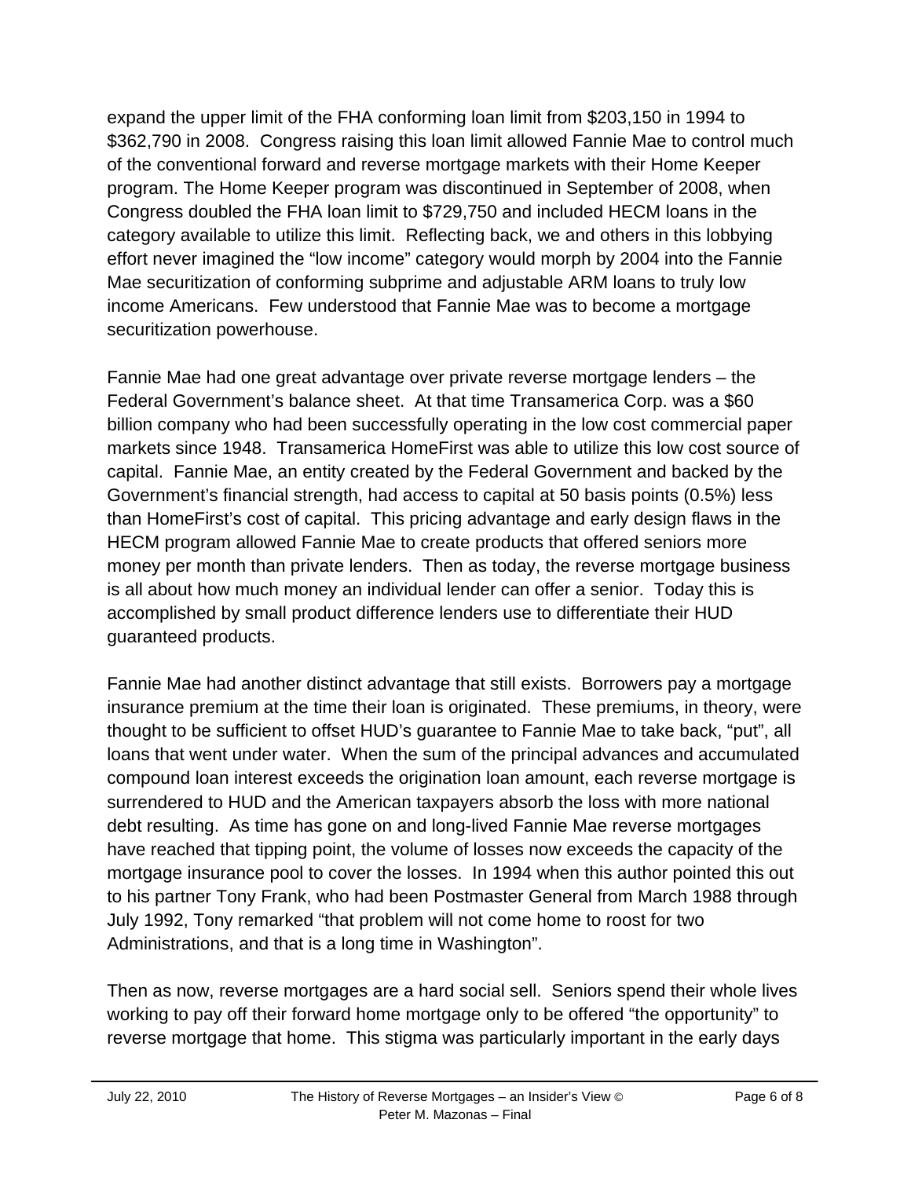expand the upper limit of the FHA conforming loan limit from $203,150 in 1994 to $362,790 in 2008. Congress raising this loan limit allowed Fannie Mae to control much of the conventional forward and reverse mortgage markets with their Home Keeper program. The Home Keeper program was discontinued in September of 2008, when Congress doubled the FHA loan limit to $729,750 and included HECM loans in the category available to utilize this limit. Reflecting back, we and others in this lobbying effort never imagined the "low income" category would morph by 2004 into the Fannie Mae securitization of conforming subprime and adjustable ARM loans to truly low income Americans. Few understood that Fannie Mae was to become a mortgage securitization powerhouse.

Fannie Mae had one great advantage over private reverse mortgage lenders – the Federal Government's balance sheet. At that time Transamerica Corp. was a $60 billion company who had been successfully operating in the low cost commercial paper markets since 1948. Transamerica HomeFirst was able to utilize this low cost source of capital. Fannie Mae, an entity created by the Federal Government and backed by the Government's financial strength, had access to capital at 50 basis points (0.5%) less than HomeFirst's cost of capital. This pricing advantage and early design flaws in the HECM program allowed Fannie Mae to create products that offered seniors more money per month than private lenders. Then as today, the reverse mortgage business is all about how much money an individual lender can offer a senior. Today this is accomplished by small product difference lenders use to differentiate their HUD guaranteed products.

Fannie Mae had another distinct advantage that still exists. Borrowers pay a mortgage insurance premium at the time their loan is originated. These premiums, in theory, were thought to be sufficient to offset HUD's guarantee to Fannie Mae to take back, "put", all loans that went under water. When the sum of the principal advances and accumulated compound loan interest exceeds the origination loan amount, each reverse mortgage is surrendered to HUD and the American taxpayers absorb the loss with more national debt resulting. As time has gone on and long-lived Fannie Mae reverse mortgages have reached that tipping point, the volume of losses now exceeds the capacity of the mortgage insurance pool to cover the losses. In 1994 when this author pointed this out to his partner Tony Frank, who had been Postmaster General from March 1988 through July 1992, Tony remarked "that problem will not come home to roost for two Administrations, and that is a long time in Washington".

Then as now, reverse mortgages are a hard social sell. Seniors spend their whole lives working to pay off their forward home mortgage only to be offered "the opportunity" to reverse mortgage that home. This stigma was particularly important in the early days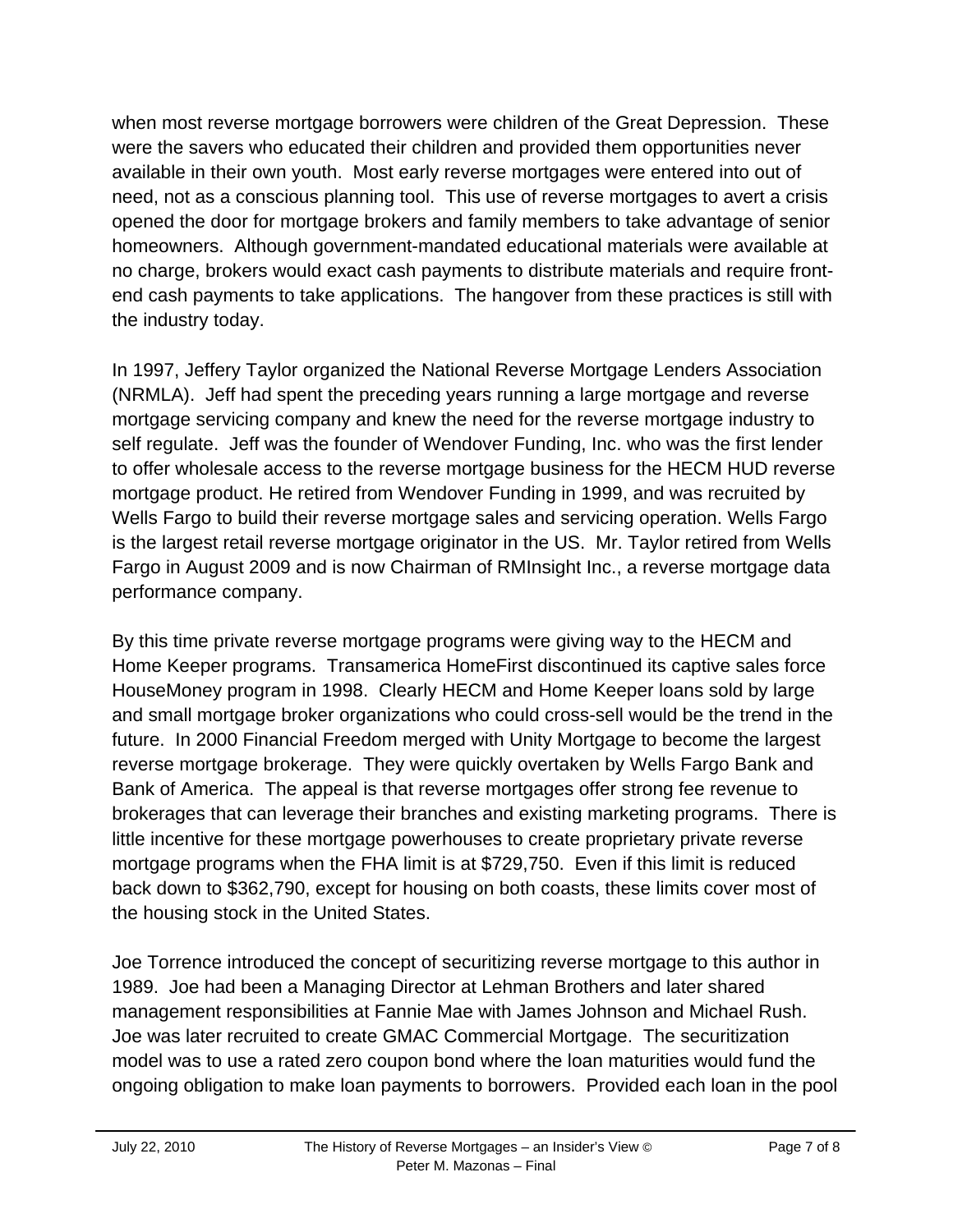when most reverse mortgage borrowers were children of the Great Depression. These were the savers who educated their children and provided them opportunities never available in their own youth. Most early reverse mortgages were entered into out of need, not as a conscious planning tool. This use of reverse mortgages to avert a crisis opened the door for mortgage brokers and family members to take advantage of senior homeowners. Although government-mandated educational materials were available at no charge, brokers would exact cash payments to distribute materials and require front-end cash payments to take applications. The hangover from these practices is still with the industry today.

In 1997, Jeffery Taylor organized the National Reverse Mortgage Lenders Association (NRMLA). Jeff had spent the preceding years running a large mortgage and reverse mortgage servicing company and knew the need for the reverse mortgage industry to self regulate. Jeff was the founder of Wendover Funding, Inc. who was the first lender to offer wholesale access to the reverse mortgage business for the HECM HUD reverse mortgage product. He retired from Wendover Funding in 1999, and was recruited by Wells Fargo to build their reverse mortgage sales and servicing operation. Wells Fargo is the largest retail reverse mortgage originator in the US. Mr. Taylor retired from Wells Fargo in August 2009 and is now Chairman of RMInsight Inc., a reverse mortgage data performance company.

By this time private reverse mortgage programs were giving way to the HECM and Home Keeper programs. Transamerica HomeFirst discontinued its captive sales force HouseMoney program in 1998. Clearly HECM and Home Keeper loans sold by large and small mortgage broker organizations who could cross-sell would be the trend in the future. In 2000 Financial Freedom merged with Unity Mortgage to become the largest reverse mortgage brokerage. They were quickly overtaken by Wells Fargo Bank and Bank of America. The appeal is that reverse mortgages offer strong fee revenue to brokerages that can leverage their branches and existing marketing programs. There is little incentive for these mortgage powerhouses to create proprietary private reverse mortgage programs when the FHA limit is at $729,750. Even if this limit is reduced back down to $362,790, except for housing on both coasts, these limits cover most of the housing stock in the United States.

Joe Torrence introduced the concept of securitizing reverse mortgage to this author in 1989. Joe had been a Managing Director at Lehman Brothers and later shared management responsibilities at Fannie Mae with James Johnson and Michael Rush. Joe was later recruited to create GMAC Commercial Mortgage. The securitization model was to use a rated zero coupon bond where the loan maturities would fund the ongoing obligation to make loan payments to borrowers. Provided each loan in the pool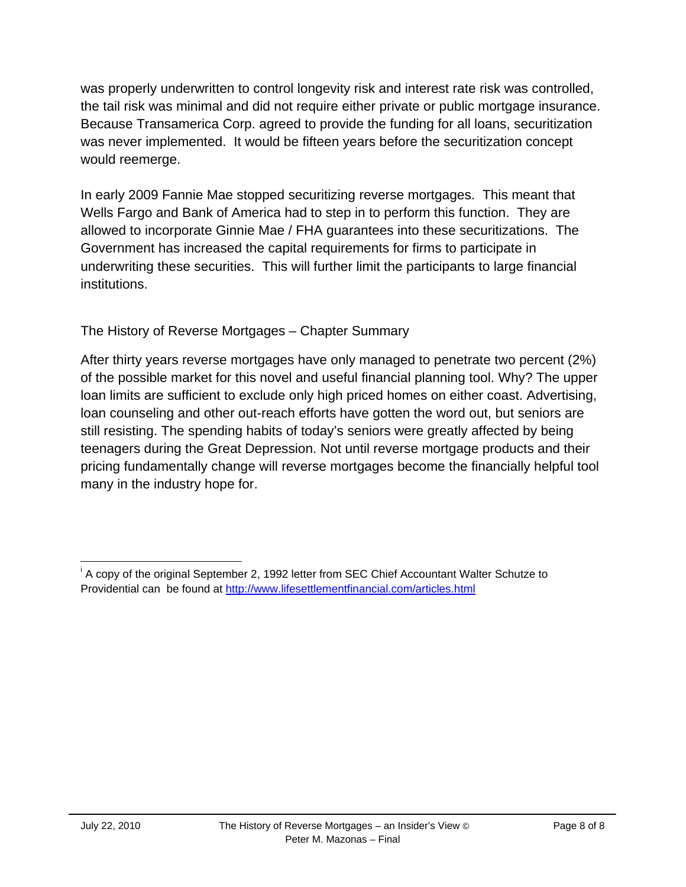was properly underwritten to control longevity risk and interest rate risk was controlled, the tail risk was minimal and did not require either private or public mortgage insurance. Because Transamerica Corp. agreed to provide the funding for all loans, securitization was never implemented. It would be fifteen years before the securitization concept would reemerge.

In early 2009 Fannie Mae stopped securitizing reverse mortgages. This meant that Wells Fargo and Bank of America had to step in to perform this function. They are allowed to incorporate Ginnie Mae / FHA guarantees into these securitizations. The Government has increased the capital requirements for firms to participate in underwriting these securities. This will further limit the participants to large financial institutions.

## The History of Reverse Mortgages – Chapter Summary

After thirty years reverse mortgages have only managed to penetrate two percent (2%) of the possible market for this novel and useful financial planning tool. Why? The upper loan limits are sufficient to exclude only high priced homes on either coast. Advertising, loan counseling and other out-reach efforts have gotten the word out, but seniors are still resisting. The spending habits of today's seniors were greatly affected by being teenagers during the Great Depression. Not until reverse mortgage products and their pricing fundamentally change will reverse mortgages become the financially helpful tool many in the industry hope for.

---

[i] A copy of the original September 2, 1992 letter from SEC Chief Accountant Walter Schutze to Providential can be found at http://www.lifesettlementfinancial.com/articles.html